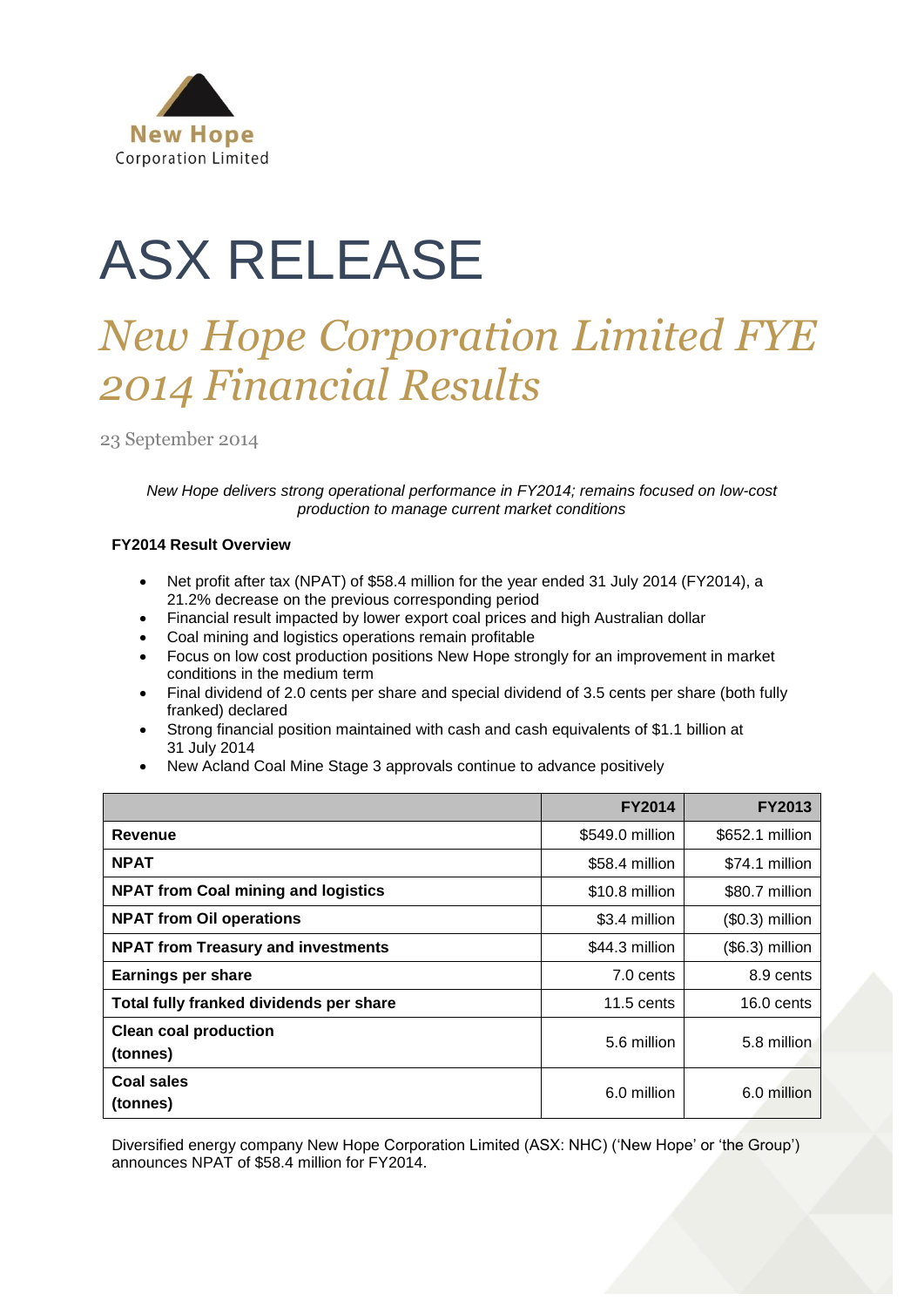New Hope Corporation Limited

# ASX RELEASE

## *New Hope Corporation Limited FYE 2014 Financial Results*

23 September 2014

*New Hope delivers strong operational performance in FY2014; remains focused on low-cost production to manage current market conditions*

**FY2014 Result Overview**

- Net profit after tax (NPAT) of $58.4 million for the year ended 31 July 2014 (FY2014), a 21.2% decrease on the previous corresponding period
- Financial result impacted by lower export coal prices and high Australian dollar
- Coal mining and logistics operations remain profitable
- Focus on low cost production positions New Hope strongly for an improvement in market conditions in the medium term
- Final dividend of 2.0 cents per share and special dividend of 3.5 cents per share (both fully franked) declared
- Strong financial position maintained with cash and cash equivalents of $1.1 billion at 31 July 2014
- New Acland Coal Mine Stage 3 approvals continue to advance positively

| | FY2014 | FY2013 |
|---|---|---|
| **Revenue** | $549.0 million | $652.1 million |
| **NPAT** | $58.4 million | $74.1 million |
| **NPAT from Coal mining and logistics** | $10.8 million | $80.7 million |
| **NPAT from Oil operations** | $3.4 million | ($0.3) million |
| **NPAT from Treasury and investments** | $44.3 million | ($6.3) million |
| **Earnings per share** | 7.0 cents | 8.9 cents |
| **Total fully franked dividends per share** | 11.5 cents | 16.0 cents |
| **Clean coal production (tonnes)** | 5.6 million | 5.8 million |
| **Coal sales (tonnes)** | 6.0 million | 6.0 million |

Diversified energy company New Hope Corporation Limited (ASX: NHC) ('New Hope' or 'the Group') announces NPAT of $58.4 million for FY2014.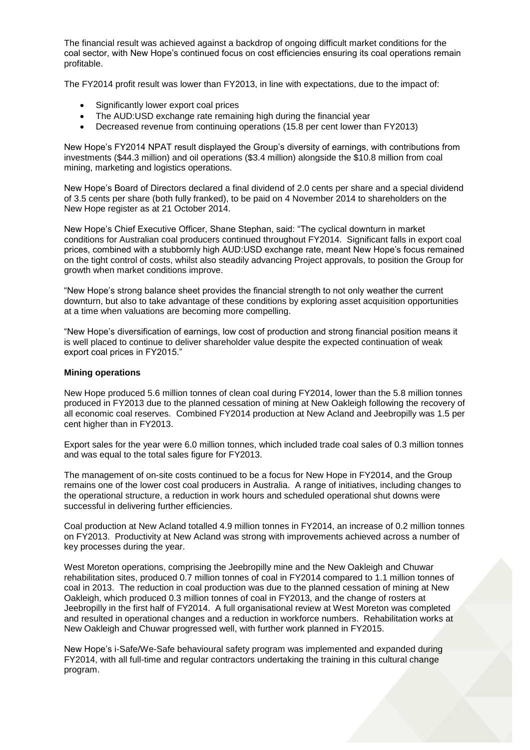The financial result was achieved against a backdrop of ongoing difficult market conditions for the coal sector, with New Hope's continued focus on cost efficiencies ensuring its coal operations remain profitable.

The FY2014 profit result was lower than FY2013, in line with expectations, due to the impact of:

- Significantly lower export coal prices
- The AUD:USD exchange rate remaining high during the financial year
- Decreased revenue from continuing operations (15.8 per cent lower than FY2013)

New Hope's FY2014 NPAT result displayed the Group's diversity of earnings, with contributions from investments ($44.3 million) and oil operations ($3.4 million) alongside the $10.8 million from coal mining, marketing and logistics operations.

New Hope's Board of Directors declared a final dividend of 2.0 cents per share and a special dividend of 3.5 cents per share (both fully franked), to be paid on 4 November 2014 to shareholders on the New Hope register as at 21 October 2014.

New Hope's Chief Executive Officer, Shane Stephan, said: "The cyclical downturn in market conditions for Australian coal producers continued throughout FY2014. Significant falls in export coal prices, combined with a stubbornly high AUD:USD exchange rate, meant New Hope's focus remained on the tight control of costs, whilst also steadily advancing Project approvals, to position the Group for growth when market conditions improve.

"New Hope's strong balance sheet provides the financial strength to not only weather the current downturn, but also to take advantage of these conditions by exploring asset acquisition opportunities at a time when valuations are becoming more compelling.

"New Hope's diversification of earnings, low cost of production and strong financial position means it is well placed to continue to deliver shareholder value despite the expected continuation of weak export coal prices in FY2015."

**Mining operations**

New Hope produced 5.6 million tonnes of clean coal during FY2014, lower than the 5.8 million tonnes produced in FY2013 due to the planned cessation of mining at New Oakleigh following the recovery of all economic coal reserves. Combined FY2014 production at New Acland and Jeebropilly was 1.5 per cent higher than in FY2013.

Export sales for the year were 6.0 million tonnes, which included trade coal sales of 0.3 million tonnes and was equal to the total sales figure for FY2013.

The management of on-site costs continued to be a focus for New Hope in FY2014, and the Group remains one of the lower cost coal producers in Australia. A range of initiatives, including changes to the operational structure, a reduction in work hours and scheduled operational shut downs were successful in delivering further efficiencies.

Coal production at New Acland totalled 4.9 million tonnes in FY2014, an increase of 0.2 million tonnes on FY2013. Productivity at New Acland was strong with improvements achieved across a number of key processes during the year.

West Moreton operations, comprising the Jeebropilly mine and the New Oakleigh and Chuwar rehabilitation sites, produced 0.7 million tonnes of coal in FY2014 compared to 1.1 million tonnes of coal in 2013. The reduction in coal production was due to the planned cessation of mining at New Oakleigh, which produced 0.3 million tonnes of coal in FY2013, and the change of rosters at Jeebropilly in the first half of FY2014. A full organisational review at West Moreton was completed and resulted in operational changes and a reduction in workforce numbers. Rehabilitation works at New Oakleigh and Chuwar progressed well, with further work planned in FY2015.

New Hope's i-Safe/We-Safe behavioural safety program was implemented and expanded during FY2014, with all full-time and regular contractors undertaking the training in this cultural change program.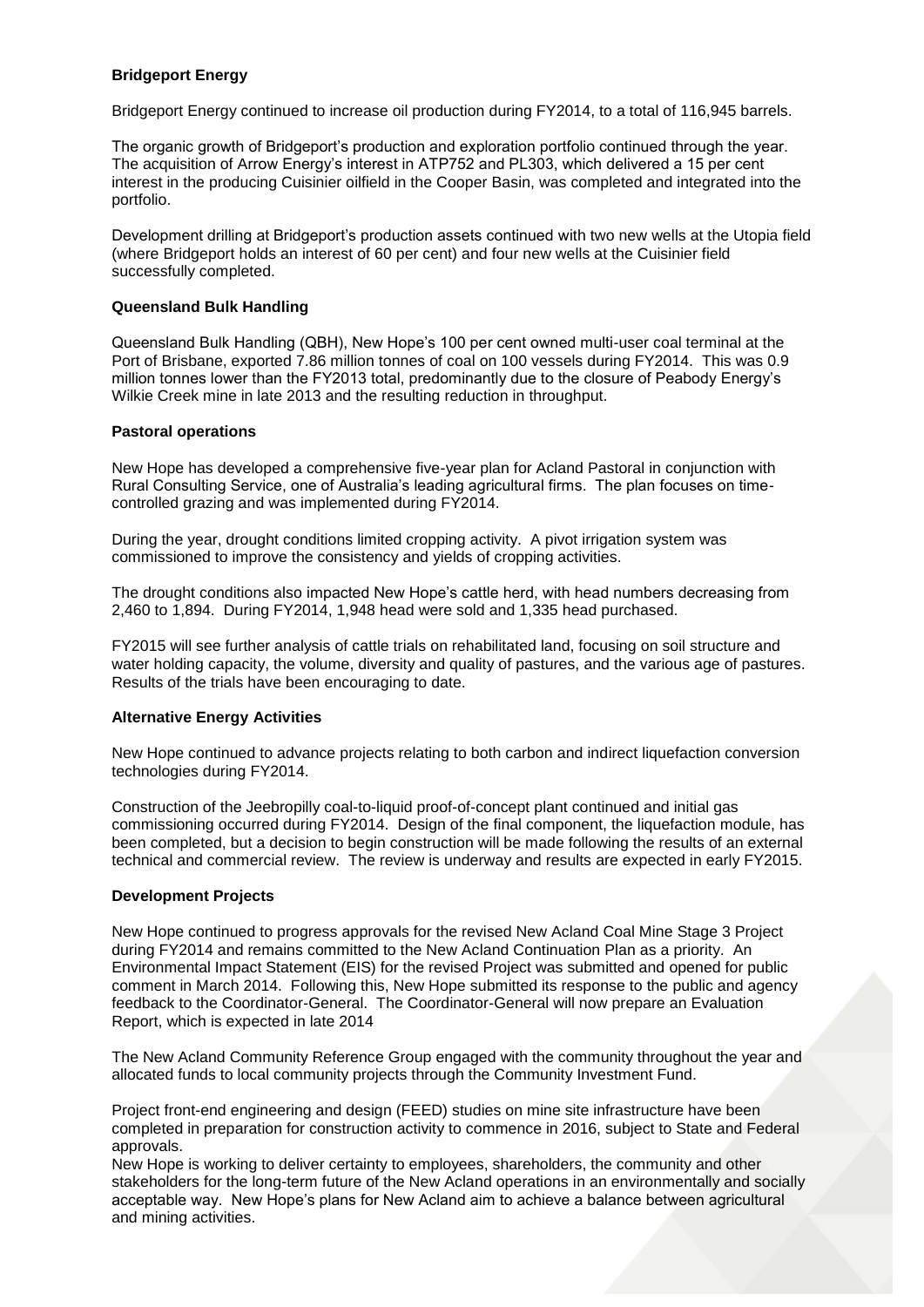**Bridgeport Energy**

Bridgeport Energy continued to increase oil production during FY2014, to a total of 116,945 barrels.

The organic growth of Bridgeport's production and exploration portfolio continued through the year. The acquisition of Arrow Energy's interest in ATP752 and PL303, which delivered a 15 per cent interest in the producing Cuisinier oilfield in the Cooper Basin, was completed and integrated into the portfolio.

Development drilling at Bridgeport's production assets continued with two new wells at the Utopia field (where Bridgeport holds an interest of 60 per cent) and four new wells at the Cuisinier field successfully completed.

**Queensland Bulk Handling**

Queensland Bulk Handling (QBH), New Hope's 100 per cent owned multi-user coal terminal at the Port of Brisbane, exported 7.86 million tonnes of coal on 100 vessels during FY2014. This was 0.9 million tonnes lower than the FY2013 total, predominantly due to the closure of Peabody Energy's Wilkie Creek mine in late 2013 and the resulting reduction in throughput.

**Pastoral operations**

New Hope has developed a comprehensive five-year plan for Acland Pastoral in conjunction with Rural Consulting Service, one of Australia's leading agricultural firms. The plan focuses on time-controlled grazing and was implemented during FY2014.

During the year, drought conditions limited cropping activity. A pivot irrigation system was commissioned to improve the consistency and yields of cropping activities.

The drought conditions also impacted New Hope's cattle herd, with head numbers decreasing from 2,460 to 1,894. During FY2014, 1,948 head were sold and 1,335 head purchased.

FY2015 will see further analysis of cattle trials on rehabilitated land, focusing on soil structure and water holding capacity, the volume, diversity and quality of pastures, and the various age of pastures. Results of the trials have been encouraging to date.

**Alternative Energy Activities**

New Hope continued to advance projects relating to both carbon and indirect liquefaction conversion technologies during FY2014.

Construction of the Jeebropilly coal-to-liquid proof-of-concept plant continued and initial gas commissioning occurred during FY2014. Design of the final component, the liquefaction module, has been completed, but a decision to begin construction will be made following the results of an external technical and commercial review. The review is underway and results are expected in early FY2015.

**Development Projects**

New Hope continued to progress approvals for the revised New Acland Coal Mine Stage 3 Project during FY2014 and remains committed to the New Acland Continuation Plan as a priority. An Environmental Impact Statement (EIS) for the revised Project was submitted and opened for public comment in March 2014. Following this, New Hope submitted its response to the public and agency feedback to the Coordinator-General. The Coordinator-General will now prepare an Evaluation Report, which is expected in late 2014

The New Acland Community Reference Group engaged with the community throughout the year and allocated funds to local community projects through the Community Investment Fund.

Project front-end engineering and design (FEED) studies on mine site infrastructure have been completed in preparation for construction activity to commence in 2016, subject to State and Federal approvals.

New Hope is working to deliver certainty to employees, shareholders, the community and other stakeholders for the long-term future of the New Acland operations in an environmentally and socially acceptable way. New Hope's plans for New Acland aim to achieve a balance between agricultural and mining activities.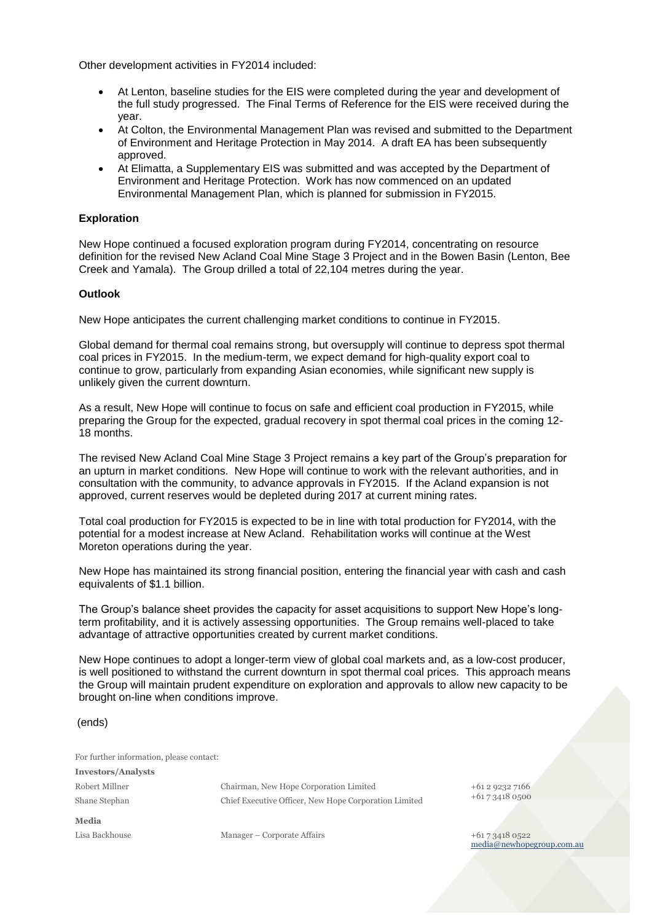Other development activities in FY2014 included:

- At Lenton, baseline studies for the EIS were completed during the year and development of the full study progressed. The Final Terms of Reference for the EIS were received during the year.
- At Colton, the Environmental Management Plan was revised and submitted to the Department of Environment and Heritage Protection in May 2014. A draft EA has been subsequently approved.
- At Elimatta, a Supplementary EIS was submitted and was accepted by the Department of Environment and Heritage Protection. Work has now commenced on an updated Environmental Management Plan, which is planned for submission in FY2015.

**Exploration**

New Hope continued a focused exploration program during FY2014, concentrating on resource definition for the revised New Acland Coal Mine Stage 3 Project and in the Bowen Basin (Lenton, Bee Creek and Yamala). The Group drilled a total of 22,104 metres during the year.

**Outlook**

New Hope anticipates the current challenging market conditions to continue in FY2015.

Global demand for thermal coal remains strong, but oversupply will continue to depress spot thermal coal prices in FY2015. In the medium-term, we expect demand for high-quality export coal to continue to grow, particularly from expanding Asian economies, while significant new supply is unlikely given the current downturn.

As a result, New Hope will continue to focus on safe and efficient coal production in FY2015, while preparing the Group for the expected, gradual recovery in spot thermal coal prices in the coming 12-18 months.

The revised New Acland Coal Mine Stage 3 Project remains a key part of the Group's preparation for an upturn in market conditions. New Hope will continue to work with the relevant authorities, and in consultation with the community, to advance approvals in FY2015. If the Acland expansion is not approved, current reserves would be depleted during 2017 at current mining rates.

Total coal production for FY2015 is expected to be in line with total production for FY2014, with the potential for a modest increase at New Acland. Rehabilitation works will continue at the West Moreton operations during the year.

New Hope has maintained its strong financial position, entering the financial year with cash and cash equivalents of $1.1 billion.

The Group's balance sheet provides the capacity for asset acquisitions to support New Hope's long-term profitability, and it is actively assessing opportunities. The Group remains well-placed to take advantage of attractive opportunities created by current market conditions.

New Hope continues to adopt a longer-term view of global coal markets and, as a low-cost producer, is well positioned to withstand the current downturn in spot thermal coal prices. This approach means the Group will maintain prudent expenditure on exploration and approvals to allow new capacity to be brought on-line when conditions improve.

(ends)

For further information, please contact:

**Investors/Analysts**

| | | |
|---|---|---|
| Robert Millner | Chairman, New Hope Corporation Limited | +61 2 9232 7166 |
| Shane Stephan | Chief Executive Officer, New Hope Corporation Limited | +61 7 3418 0500 |

**Media**

| | | |
|---|---|---|
| Lisa Backhouse | Manager – Corporate Affairs | +61 7 3418 0522<br>media@newhopegroup.com.au |